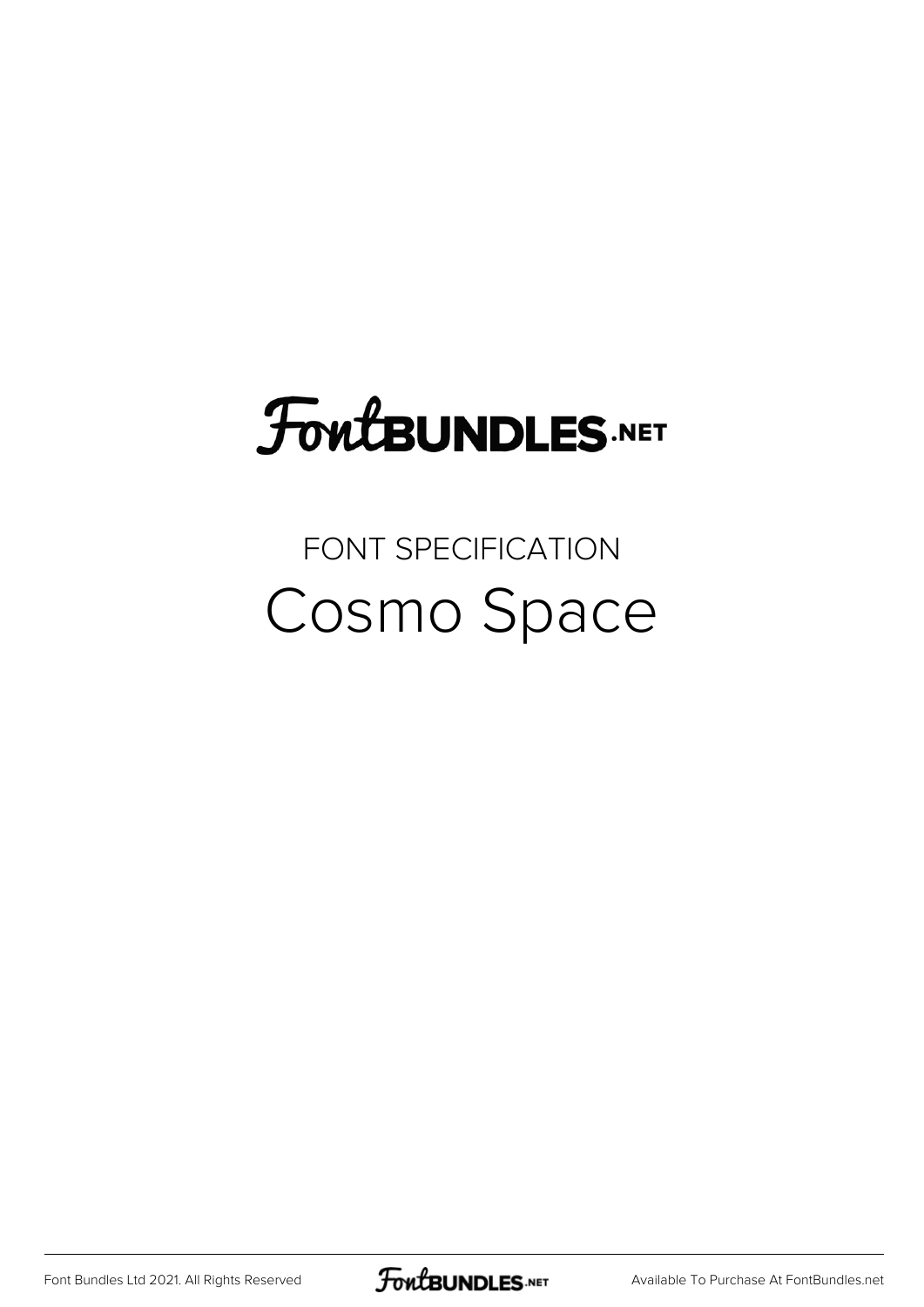# FontBUNDLES.NET

FONT SPECIFICATION

## Cosmo Space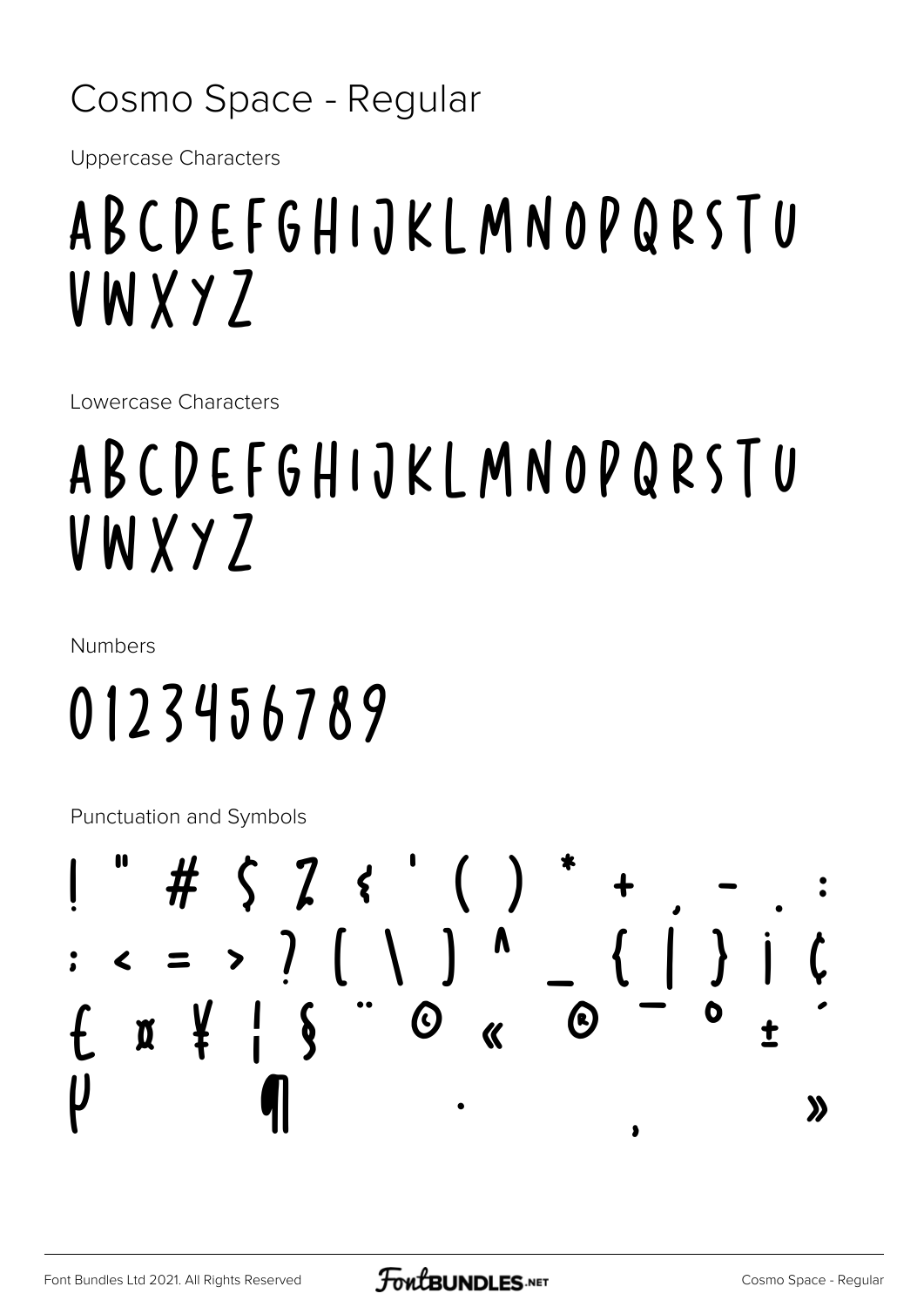# Cosmo Space - Regular

Uppercase Characters

ABCDEFGHIJKLMNOPQRSTU
VWXYZ

Lowercase Characters

ABCDEFGHIJKLMNOPQRSTU
VWXYZ

Numbers

0123456789

Punctuation and Symbols

! " # $ % & ' ( ) * + , - . :
; < = > ? [ \ ] ^ _ { | } ¡ ¢
£ ¤ ¥ ¦ § ¨ © « ® ¯ ° ± ´
µ ¶ · ¸ »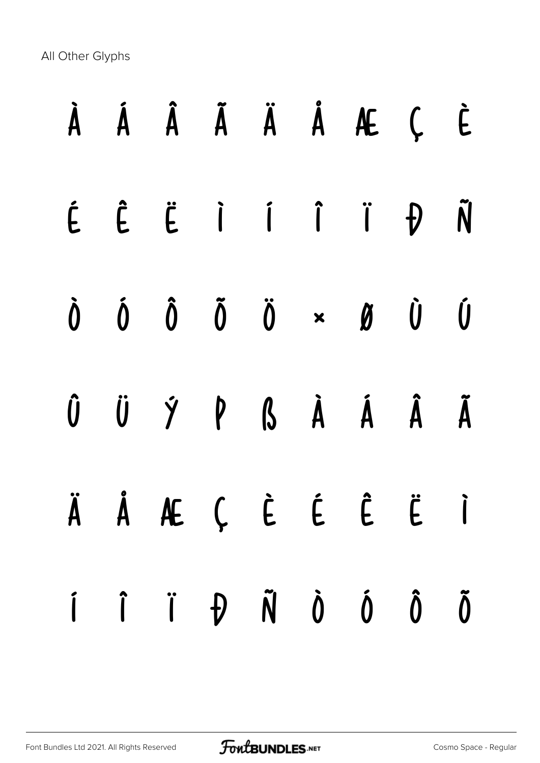All Other Glyphs

À Á Â Ã Ä Å Æ Ç È

É Ê Ë Ì Í Î Ï Ð Ñ

Ò Ó Ô Õ Ö × Ø Ù Ú

Û Ü Ý Þ ß à á â ã

ä å æ ç è é ê ë ì

í î ï ð ñ ò ó ô õ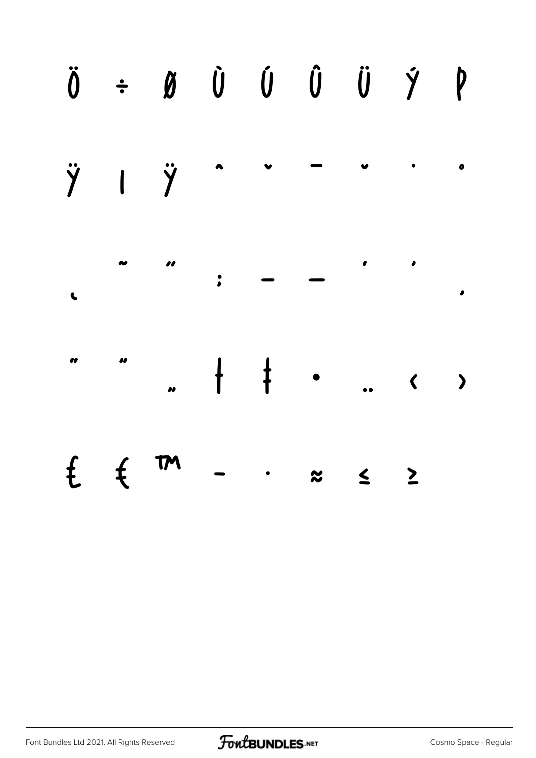Ö ÷ Ø Ù Ú Û Ü Ý Þ

ÿ ı Ÿ ˆ ˇ ¯ ˘ ˙ ˚

¸ ˜ ˝ ; – — ‘ ’ ‚

“ ” „ † ‡ • … ‹ ›

£ € ™ − · ≈ ≤ ≥